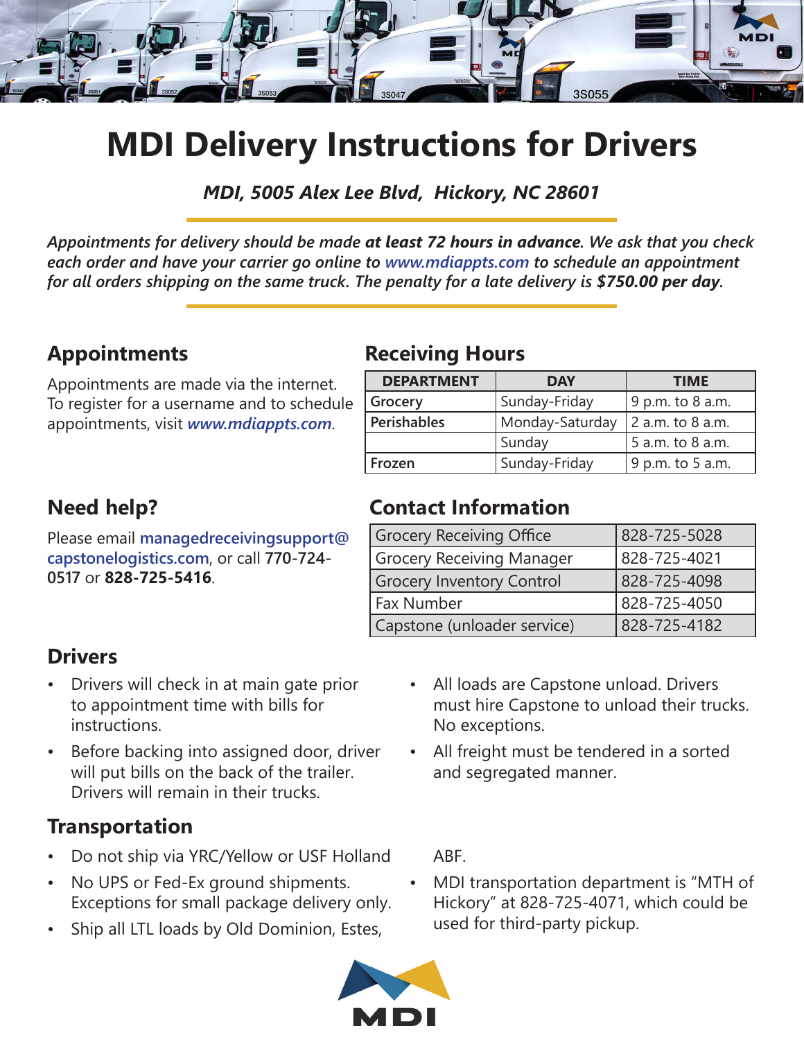# MDI Delivery Instructions for Drivers

***MDI, 5005 Alex Lee Blvd, Hickory, NC 28601***

*Appointments for delivery should be made **at least 72 hours in advance**. We ask that you check each order and have your carrier go online to www.mdiappts.com to schedule an appointment for all orders shipping on the same truck. The penalty for a late delivery is **$750.00 per day**.*

## Appointments

Appointments are made via the internet. To register for a username and to schedule appointments, visit ***www.mdiappts.com***.

## Receiving Hours

| DEPARTMENT | DAY | TIME |
|---|---|---|
| **Grocery** | Sunday-Friday | 9 p.m. to 8 a.m. |
| **Perishables** | Monday-Saturday | 2 a.m. to 8 a.m. |
| | Sunday | 5 a.m. to 8 a.m. |
| **Frozen** | Sunday-Friday | 9 p.m. to 5 a.m. |

## Need help?

Please email managedreceivingsupport@capstonelogistics.com, or call **770-724-0517** or **828-725-5416**.

## Contact Information

| | |
|---|---|
| Grocery Receiving Office | 828-725-5028 |
| Grocery Receiving Manager | 828-725-4021 |
| Grocery Inventory Control | 828-725-4098 |
| Fax Number | 828-725-4050 |
| Capstone (unloader service) | 828-725-4182 |

## Drivers

- Drivers will check in at main gate prior to appointment time with bills for instructions.
- Before backing into assigned door, driver will put bills on the back of the trailer. Drivers will remain in their trucks.
- All loads are Capstone unload. Drivers must hire Capstone to unload their trucks. No exceptions.
- All freight must be tendered in a sorted and segregated manner.

## Transportation

- Do not ship via YRC/Yellow or USF Holland
- No UPS or Fed-Ex ground shipments. Exceptions for small package delivery only.
- Ship all LTL loads by Old Dominion, Estes, ABF.
- MDI transportation department is "MTH of Hickory" at 828-725-4071, which could be used for third-party pickup.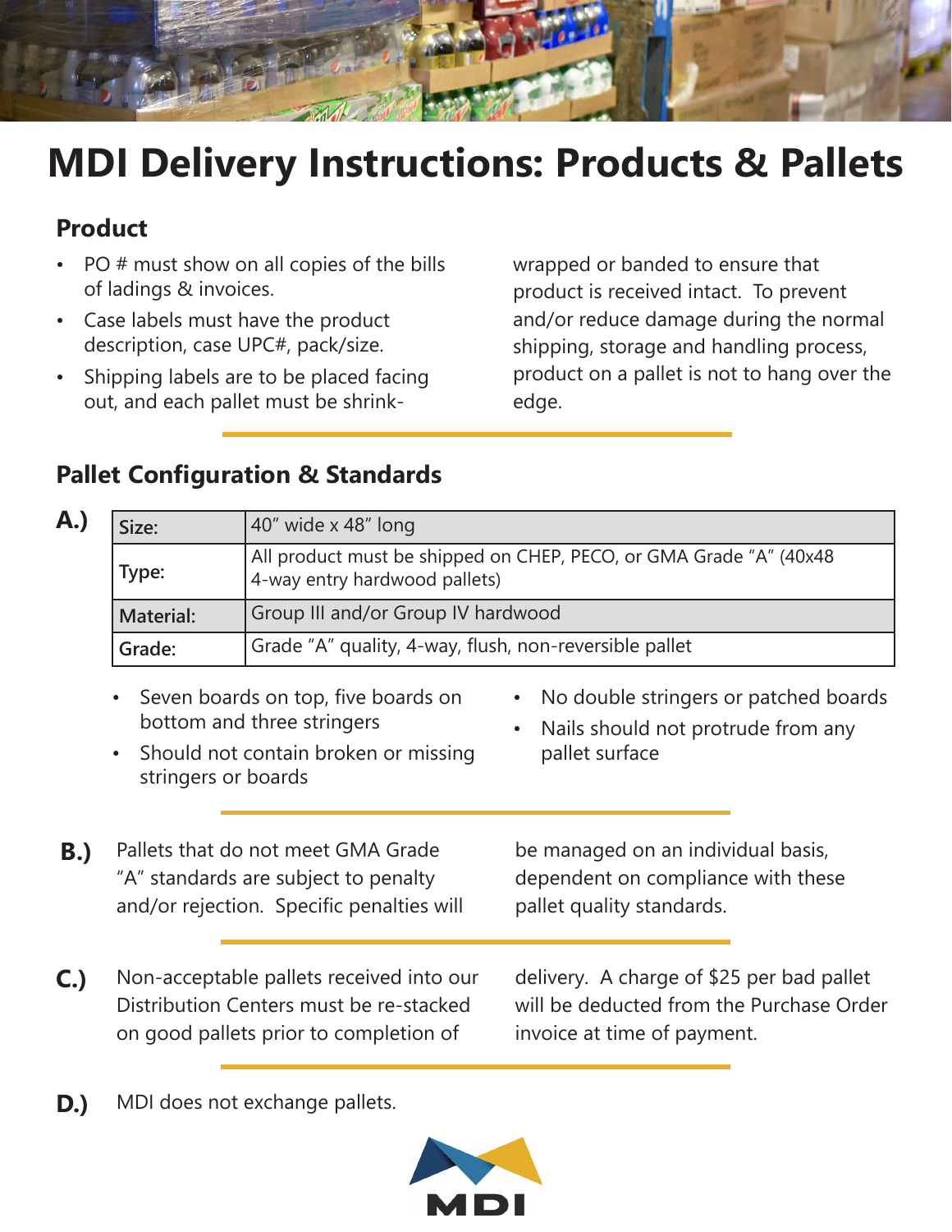# MDI Delivery Instructions: Products & Pallets

## Product

- PO # must show on all copies of the bills of ladings & invoices.
- Case labels must have the product description, case UPC#, pack/size.
- Shipping labels are to be placed facing out, and each pallet must be shrink-wrapped or banded to ensure that product is received intact. To prevent and/or reduce damage during the normal shipping, storage and handling process, product on a pallet is not to hang over the edge.

## Pallet Configuration & Standards

**A.)**

| | |
|---|---|
| **Size:** | 40" wide x 48" long |
| **Type:** | All product must be shipped on CHEP, PECO, or GMA Grade "A" (40x48 4-way entry hardwood pallets) |
| **Material:** | Group III and/or Group IV hardwood |
| **Grade:** | Grade "A" quality, 4-way, flush, non-reversible pallet |

- Seven boards on top, five boards on bottom and three stringers
- Should not contain broken or missing stringers or boards
- No double stringers or patched boards
- Nails should not protrude from any pallet surface

**B.)** Pallets that do not meet GMA Grade "A" standards are subject to penalty and/or rejection. Specific penalties will be managed on an individual basis, dependent on compliance with these pallet quality standards.

**C.)** Non-acceptable pallets received into our Distribution Centers must be re-stacked on good pallets prior to completion of delivery. A charge of $25 per bad pallet will be deducted from the Purchase Order invoice at time of payment.

**D.)** MDI does not exchange pallets.

MDI